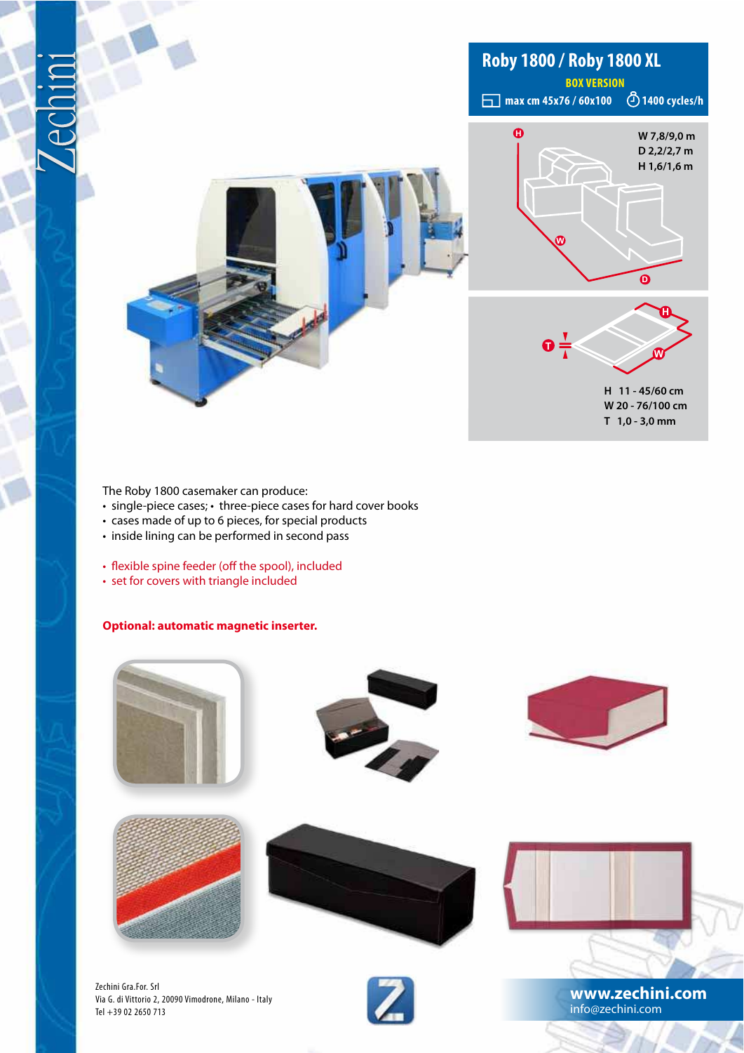Zechini

# Roby 1800 / Roby 1800 XL

**BOX VERSION**

max cm 45x76 / 60x100 &nbsp;&nbsp; 1400 cycles/h

W 7,8/9,0 m
D 2,2/2,7 m
H 1,6/1,6 m

H 11 - 45/60 cm
W 20 - 76/100 cm
T 1,0 - 3,0 mm

The Roby 1800 casemaker can produce:

- single-piece cases; • three-piece cases for hard cover books
- cases made of up to 6 pieces, for special products
- inside lining can be performed in second pass

- flexible spine feeder (off the spool), included
- set for covers with triangle included

**Optional: automatic magnetic inserter.**

Zechini Gra.For. Srl
Via G. di Vittorio 2, 20090 Vimodrone, Milano - Italy
Tel +39 02 2650 713

**www.zechini.com**
info@zechini.com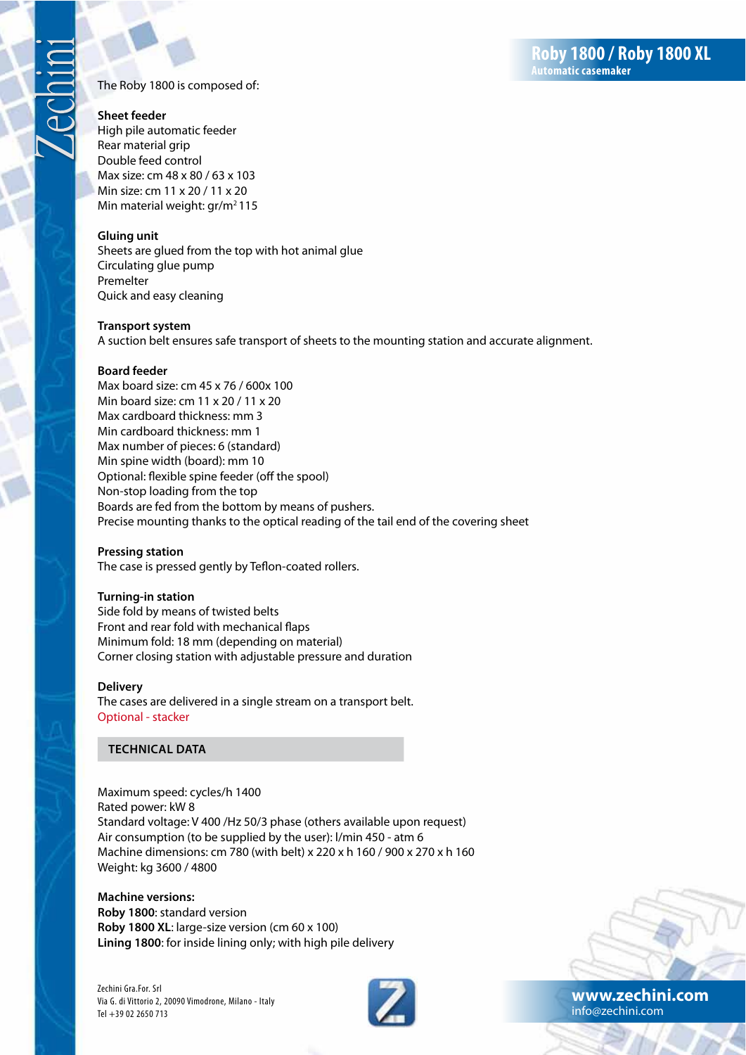# Roby 1800 / Roby 1800 XL

**Automatic casemaker**

The Roby 1800 is composed of:

**Sheet feeder**
High pile automatic feeder
Rear material grip
Double feed control
Max size: cm 48 x 80 / 63 x 103
Min size: cm 11 x 20 / 11 x 20
Min material weight: gr/m$^2$ 115

**Gluing unit**
Sheets are glued from the top with hot animal glue
Circulating glue pump
Premelter
Quick and easy cleaning

**Transport system**
A suction belt ensures safe transport of sheets to the mounting station and accurate alignment.

**Board feeder**
Max board size: cm 45 x 76 / 600x 100
Min board size: cm 11 x 20 / 11 x 20
Max cardboard thickness: mm 3
Min cardboard thickness: mm 1
Max number of pieces: 6 (standard)
Min spine width (board): mm 10
Optional: flexible spine feeder (off the spool)
Non-stop loading from the top
Boards are fed from the bottom by means of pushers.
Precise mounting thanks to the optical reading of the tail end of the covering sheet

**Pressing station**
The case is pressed gently by Teflon-coated rollers.

**Turning-in station**
Side fold by means of twisted belts
Front and rear fold with mechanical flaps
Minimum fold: 18 mm (depending on material)
Corner closing station with adjustable pressure and duration

**Delivery**
The cases are delivered in a single stream on a transport belt.
Optional - stacker

## TECHNICAL DATA

Maximum speed: cycles/h 1400
Rated power: kW 8
Standard voltage: V 400 /Hz 50/3 phase (others available upon request)
Air consumption (to be supplied by the user): l/min 450 - atm 6
Machine dimensions: cm 780 (with belt) x 220 x h 160 / 900 x 270 x h 160
Weight: kg 3600 / 4800

**Machine versions:**
**Roby 1800**: standard version
**Roby 1800 XL**: large-size version (cm 60 x 100)
**Lining 1800**: for inside lining only; with high pile delivery

Zechini Gra.For. Srl
Via G. di Vittorio 2, 20090 Vimodrone, Milano - Italy
Tel +39 02 2650 713

www.zechini.com
info@zechini.com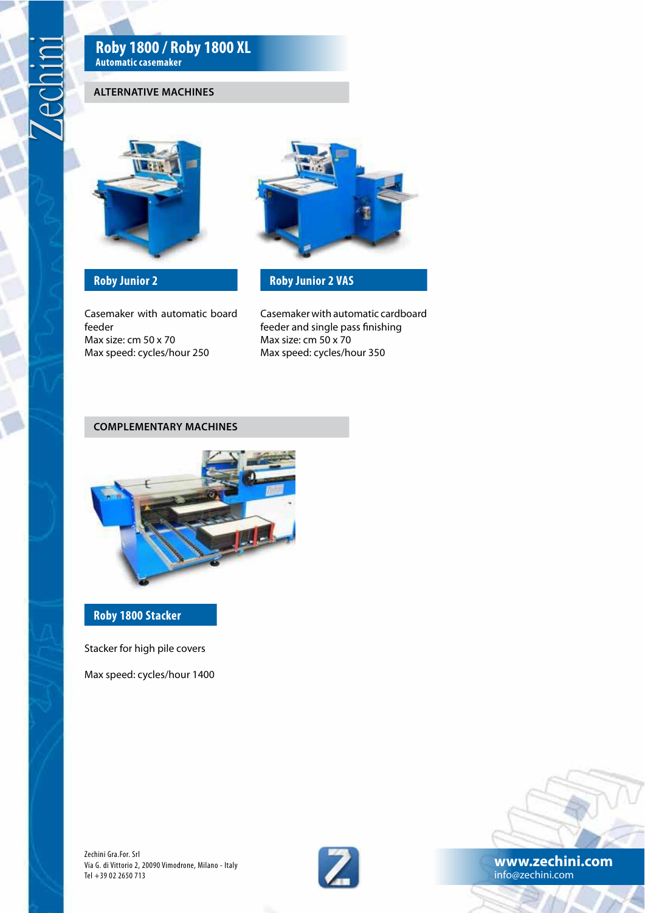# Roby 1800 / Roby 1800 XL
**Automatic casemaker**

## ALTERNATIVE MACHINES

### Roby Junior 2

Casemaker with automatic board feeder
Max size: cm 50 x 70
Max speed: cycles/hour 250

### Roby Junior 2 VAS

Casemaker with automatic cardboard feeder and single pass finishing
Max size: cm 50 x 70
Max speed: cycles/hour 350

## COMPLEMENTARY MACHINES

### Roby 1800 Stacker

Stacker for high pile covers

Max speed: cycles/hour 1400

Zechini Gra.For. Srl
Via G. di Vittorio 2, 20090 Vimodrone, Milano - Italy
Tel +39 02 2650 713

**www.zechini.com**
info@zechini.com